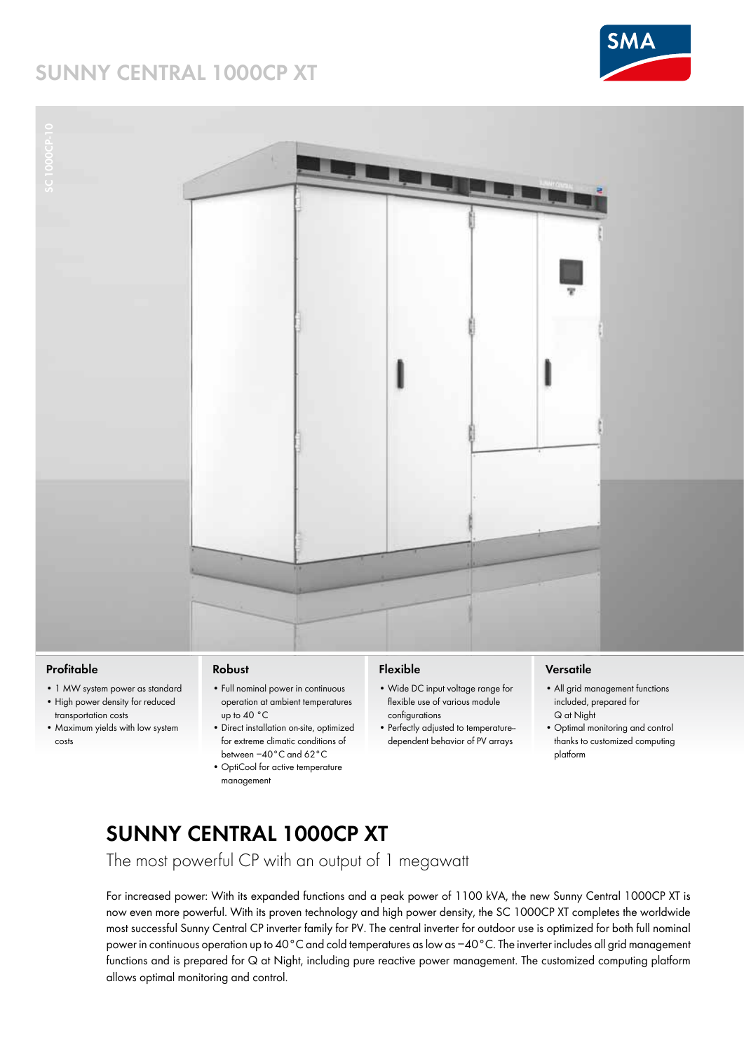# SUNNY CENTRAL 1000CP XT

### Profitable

- 1 MW system power as standard
- High power density for reduced transportation costs
- Maximum yields with low system costs

### Robust

- Full nominal power in continuous operation at ambient temperatures up to 40 °C
- Direct installation on-site, optimized for extreme climatic conditions of between −40 °C and 62 °C
- OptiCool for active temperature management

### Flexible

- Wide DC input voltage range for flexible use of various module configurations
- Perfectly adjusted to temperature-dependent behavior of PV arrays

### Versatile

- All grid management functions included, prepared for Q at Night
- Optimal monitoring and control thanks to customized computing platform

## SUNNY CENTRAL 1000CP XT

The most powerful CP with an output of 1 megawatt

For increased power: With its expanded functions and a peak power of 1100 kVA, the new Sunny Central 1000CP XT is now even more powerful. With its proven technology and high power density, the SC 1000CP XT completes the worldwide most successful Sunny Central CP inverter family for PV. The central inverter for outdoor use is optimized for both full nominal power in continuous operation up to 40 °C and cold temperatures as low as −40 °C. The inverter includes all grid management functions and is prepared for Q at Night, including pure reactive power management. The customized computing platform allows optimal monitoring and control.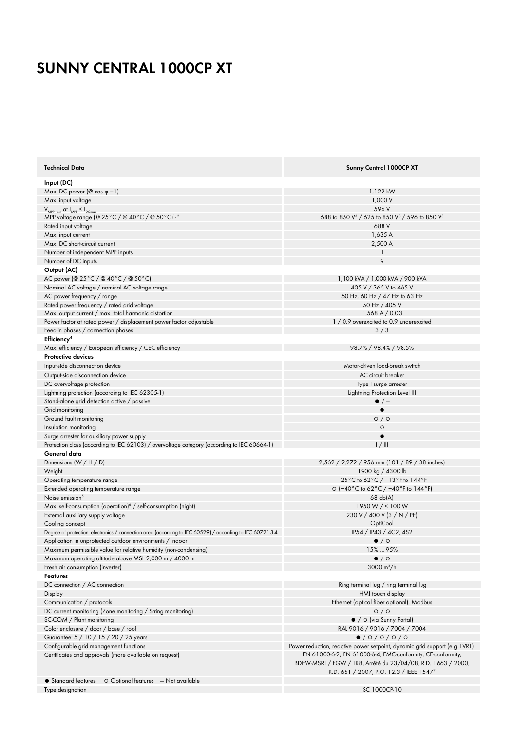# SUNNY CENTRAL 1000CP XT

| Technical Data | Sunny Central 1000CP XT |
|---|---|
| **Input (DC)** | |
| Max. DC power (@ cos φ =1) | 1,122 kW |
| Max. input voltage | 1,000 V |
| $V_{MPP\_min}$ at $I_{MPP} < I_{DCmax}$ | 596 V |
| MPP voltage range (@ 25°C / @ 40°C / @ 50°C)[1, 2] | 688 to 850 V[3] / 625 to 850 V[3] / 596 to 850 V[3] |
| Rated input voltage | 688 V |
| Max. input current | 1,635 A |
| Max. DC short-circuit current | 2,500 A |
| Number of independent MPP inputs | 1 |
| Number of DC inputs | 9 |
| **Output (AC)** | |
| AC power (@ 25°C / @ 40°C / @ 50°C) | 1,100 kVA / 1,000 kVA / 900 kVA |
| Nominal AC voltage / nominal AC voltage range | 405 V / 365 V to 465 V |
| AC power frequency / range | 50 Hz, 60 Hz / 47 Hz to 63 Hz |
| Rated power frequency / rated grid voltage | 50 Hz / 405 V |
| Max. output current / max. total harmonic distortion | 1,568 A / 0,03 |
| Power factor at rated power / displacement power factor adjustable | 1 / 0.9 overexcited to 0.9 underexcited |
| Feed-in phases / connection phases | 3 / 3 |
| **Efficiency[4]** | |
| Max. efficiency / European efficiency / CEC efficiency | 98.7% / 98.4% / 98.5% |
| **Protective devices** | |
| Input-side disconnection device | Motor-driven load-break switch |
| Output-side disconnection device | AC circuit breaker |
| DC overvoltage protection | Type I surge arrester |
| Lightning protection (according to IEC 62305-1) | Lightning Protection Level III |
| Stand-alone grid detection active / passive | ● / – |
| Grid monitoring | ● |
| Ground fault monitoring | ○ / ○ |
| Insulation monitoring | ○ |
| Surge arrester for auxiliary power supply | ● |
| Protection class (according to IEC 62103) / overvoltage category (according to IEC 60664-1) | I / III |
| **General data** | |
| Dimensions (W / H / D) | 2,562 / 2,272 / 956 mm (101 / 89 / 38 inches) |
| Weight | 1900 kg / 4300 lb |
| Operating temperature range | −25°C to 62°C / −13°F to 144°F |
| Extended operating temperature range | ○ (−40°C to 62°C / −40°F to 144°F) |
| Noise emission[5] | 68 db(A) |
| Max. self-consumption (operation)[6] / self-consumption (night) | 1950 W / < 100 W |
| External auxiliary supply voltage | 230 V / 400 V (3 / N / PE) |
| Cooling concept | OptiCool |
| Degree of protection: electronics / connection area (according to IEC 60529) / according to IEC 60721-3-4 | IP54 / IP43 / 4C2, 4S2 |
| Application in unprotected outdoor environments / indoor | ● / ○ |
| Maximum permissible value for relative humidity (non-condensing) | 15% ... 95% |
| Maximum operating altitude above MSL 2,000 m / 4000 m | ● / ○ |
| Fresh air consumption (inverter) | 3000 m³/h |
| **Features** | |
| DC connection / AC connection | Ring terminal lug / ring terminal lug |
| Display | HMI touch display |
| Communication / protocols | Ethernet (optical fiber optional), Modbus |
| DC current monitoring (Zone monitoring / String monitoring) | ○ / ○ |
| SC-COM / Plant monitoring | ● / ○ (via Sunny Portal) |
| Color enclosure / door / base / roof | RAL 9016 / 9016 / 7004 / 7004 |
| Guarantee: 5 / 10 / 15 / 20 / 25 years | ● / ○ / ○ / ○ / ○ |
| Configurable grid management functions | Power reduction, reactive power setpoint, dynamic grid support (e.g. LVRT) |
| Certificates and approvals (more available on request) | EN 61000-6-2, EN 61000-6-4, EMC-conformity, CE-conformity, BDEW-MSRL / FGW / TR8, Arrêté du 23/04/08, R.D. 1663 / 2000, R.D. 661 / 2007, P.O. 12.3 / IEEE 1547[7] |
| ● Standard features ○ Optional features – Not available | |
| Type designation | SC 1000CP-10 |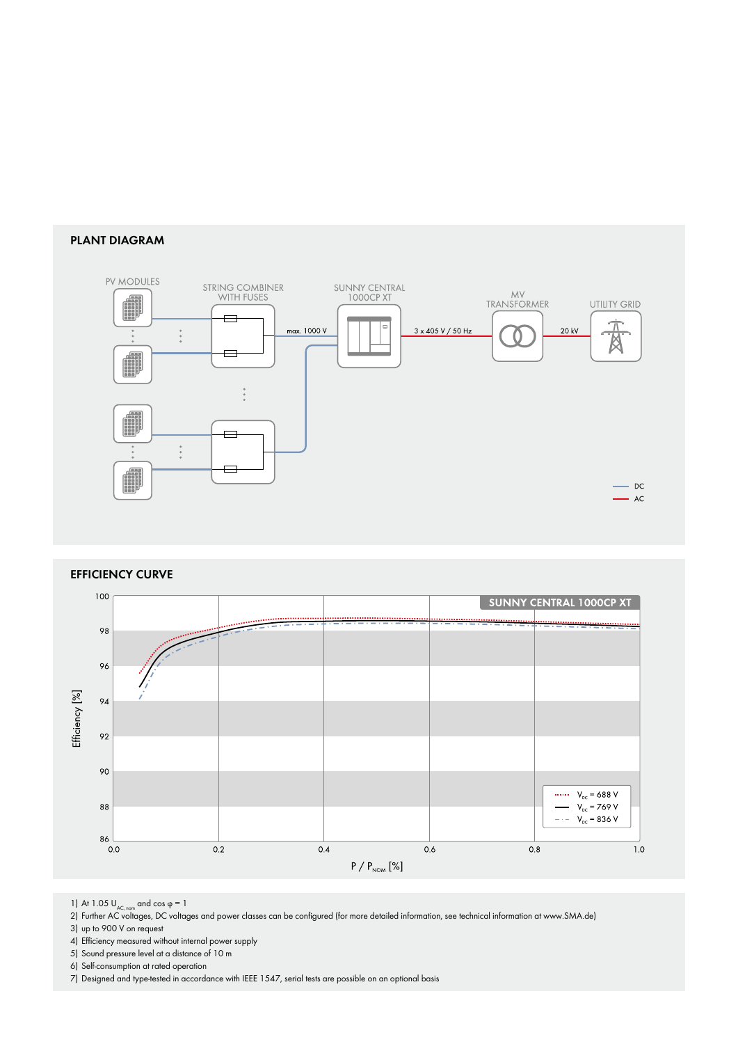## PLANT DIAGRAM

PV MODULES

STRING COMBINER WITH FUSES

SUNNY CENTRAL 1000CP XT

MV TRANSFORMER

UTILITY GRID

max. 1000 V

3 x 405 V / 50 Hz

20 kV

DC

AC

## EFFICIENCY CURVE

SUNNY CENTRAL 1000CP XT

Efficiency [%]

$P / P_{NOM}$ [%]

$V_{DC}$ = 688 V

$V_{DC}$ = 769 V

$V_{DC}$ = 836 V

1) At 1.05 $U_{AC, nom}$ and cos φ = 1

2) Further AC voltages, DC voltages and power classes can be configured (for more detailed information, see technical information at www.SMA.de)

3) up to 900 V on request

4) Efficiency measured without internal power supply

5) Sound pressure level at a distance of 10 m

6) Self-consumption at rated operation

7) Designed and type-tested in accordance with IEEE 1547, serial tests are possible on an optional basis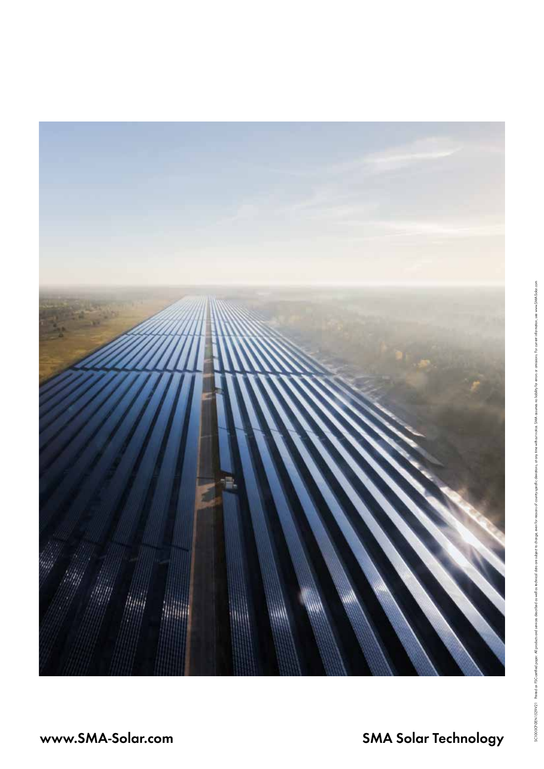www.SMA-Solar.com

SMA Solar Technology

SC1000CP-DEN1529-V21 Printed on FSC-certified paper. All products and services described as well as technical data are subject to change, even for reasons of country-specific deviations, at any time without notice. SMA assumes no liability for errors or omissions. For current information, see www.SMA-Solar.com